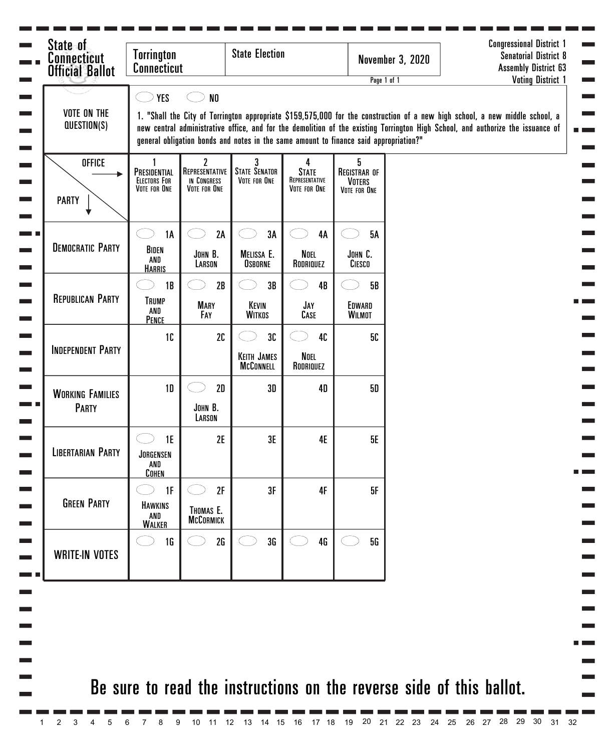# State of Connecticut Official Ballot

| Torrington Connecticut | State Election | November 3, 2020 |
|---|---|---|

Congressional District 1
Senatorial District 8
Assembly District 63
Voting District 1

**VOTE ON THE QUESTION(S)**

YES / NO

1. "Shall the City of Torrington appropriate $159,575,000 for the construction of a new high school, a new middle school, a new central administrative office, and for the demolition of the existing Torrington High School, and authorize the issuance of general obligation bonds and notes in the same amount to finance said appropriation?"

| OFFICE → / PARTY ↓ | 1 PRESIDENTIAL ELECTORS FOR VOTE FOR ONE | 2 REPRESENTATIVE IN CONGRESS VOTE FOR ONE | 3 STATE SENATOR VOTE FOR ONE | 4 STATE REPRESENTATIVE VOTE FOR ONE | 5 REGISTRAR OF VOTERS VOTE FOR ONE |
|---|---|---|---|---|---|
| DEMOCRATIC PARTY | 1A BIDEN AND HARRIS | 2A JOHN B. LARSON | 3A MELISSA E. OSBORNE | 4A NOEL RODRIQUEZ | 5A JOHN C. CIESCO |
| REPUBLICAN PARTY | 1B TRUMP AND PENCE | 2B MARY FAY | 3B KEVIN WITKOS | 4B JAY CASE | 5B EDWARD WILMOT |
| INDEPENDENT PARTY | 1C | 2C | 3C KEITH JAMES MCCONNELL | 4C NOEL RODRIQUEZ | 5C |
| WORKING FAMILIES PARTY | 1D | 2D JOHN B. LARSON | 3D | 4D | 5D |
| LIBERTARIAN PARTY | 1E JORGENSEN AND COHEN | 2E | 3E | 4E | 5E |
| GREEN PARTY | 1F HAWKINS AND WALKER | 2F THOMAS E. MCCORMICK | 3F | 4F | 5F |
| WRITE-IN VOTES | 1G | 2G | 3G | 4G | 5G |

Be sure to read the instructions on the reverse side of this ballot.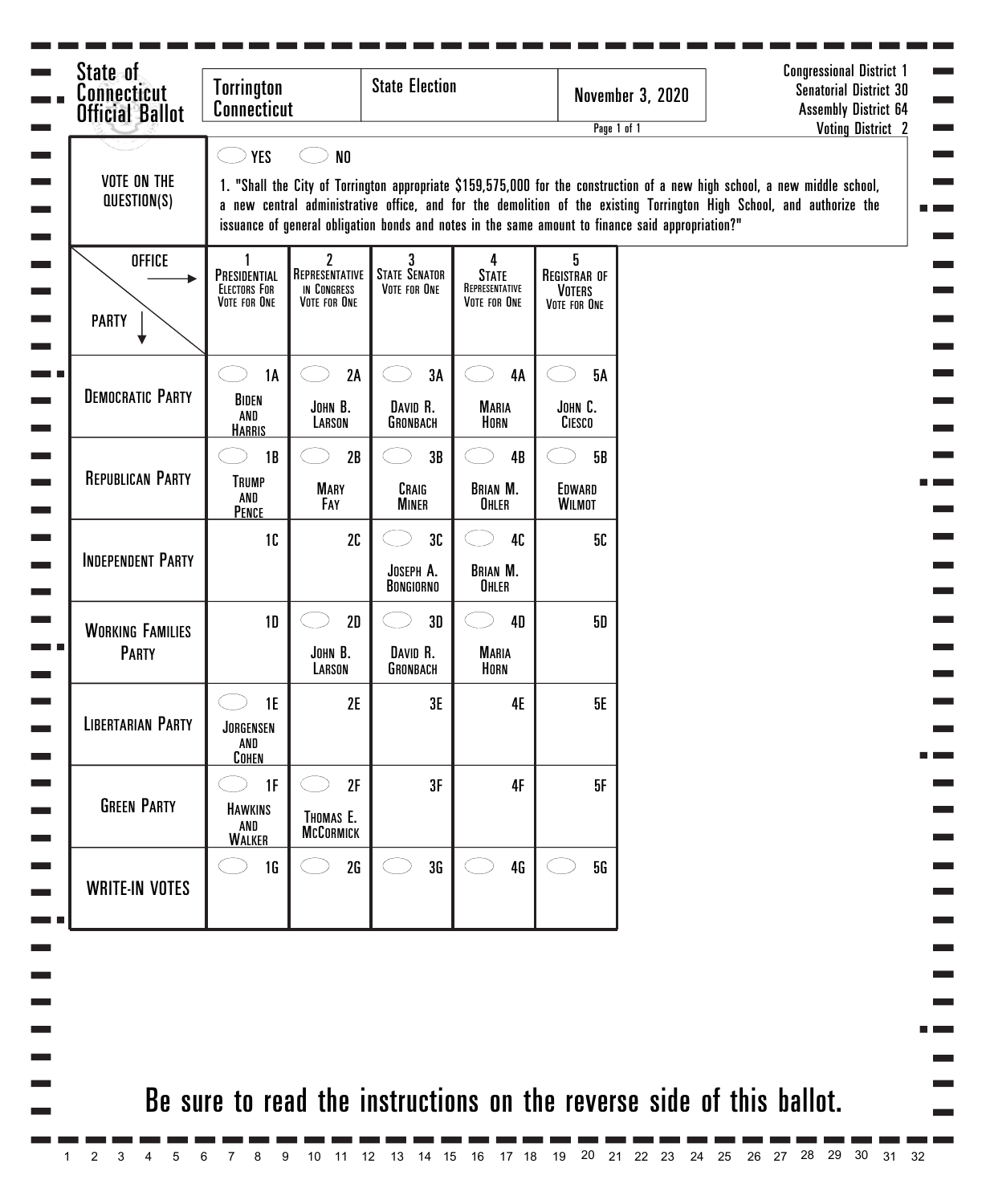# State of Connecticut Official Ballot

| Torrington Connecticut | State Election | November 3, 2020 |
|---|---|---|

Congressional District 1
Senatorial District 30
Assembly District 64
Voting District 2

## VOTE ON THE QUESTION(S)

YES NO

1. "Shall the City of Torrington appropriate $159,575,000 for the construction of a new high school, a new middle school, a new central administrative office, and for the demolition of the existing Torrington High School, and authorize the issuance of general obligation bonds and notes in the same amount to finance said appropriation?"

| OFFICE → / PARTY ↓ | 1 Presidential Electors For Vote for One | 2 Representative in Congress Vote for One | 3 State Senator Vote for One | 4 State Representative Vote for One | 5 Registrar of Voters Vote for One |
|---|---|---|---|---|---|
| Democratic Party | 1A Biden and Harris | 2A John B. Larson | 3A David R. Gronbach | 4A Maria Horn | 5A John C. Ciesco |
| Republican Party | 1B Trump and Pence | 2B Mary Fay | 3B Craig Miner | 4B Brian M. Ohler | 5B Edward Wilmot |
| Independent Party | 1C | 2C | 3C Joseph A. Bongiorno | 4C Brian M. Ohler | 5C |
| Working Families Party | 1D | 2D John B. Larson | 3D David R. Gronbach | 4D Maria Horn | 5D |
| Libertarian Party | 1E Jorgensen and Cohen | 2E | 3E | 4E | 5E |
| Green Party | 1F Hawkins and Walker | 2F Thomas E. McCormick | 3F | 4F | 5F |
| WRITE-IN VOTES | 1G | 2G | 3G | 4G | 5G |

**Be sure to read the instructions on the reverse side of this ballot.**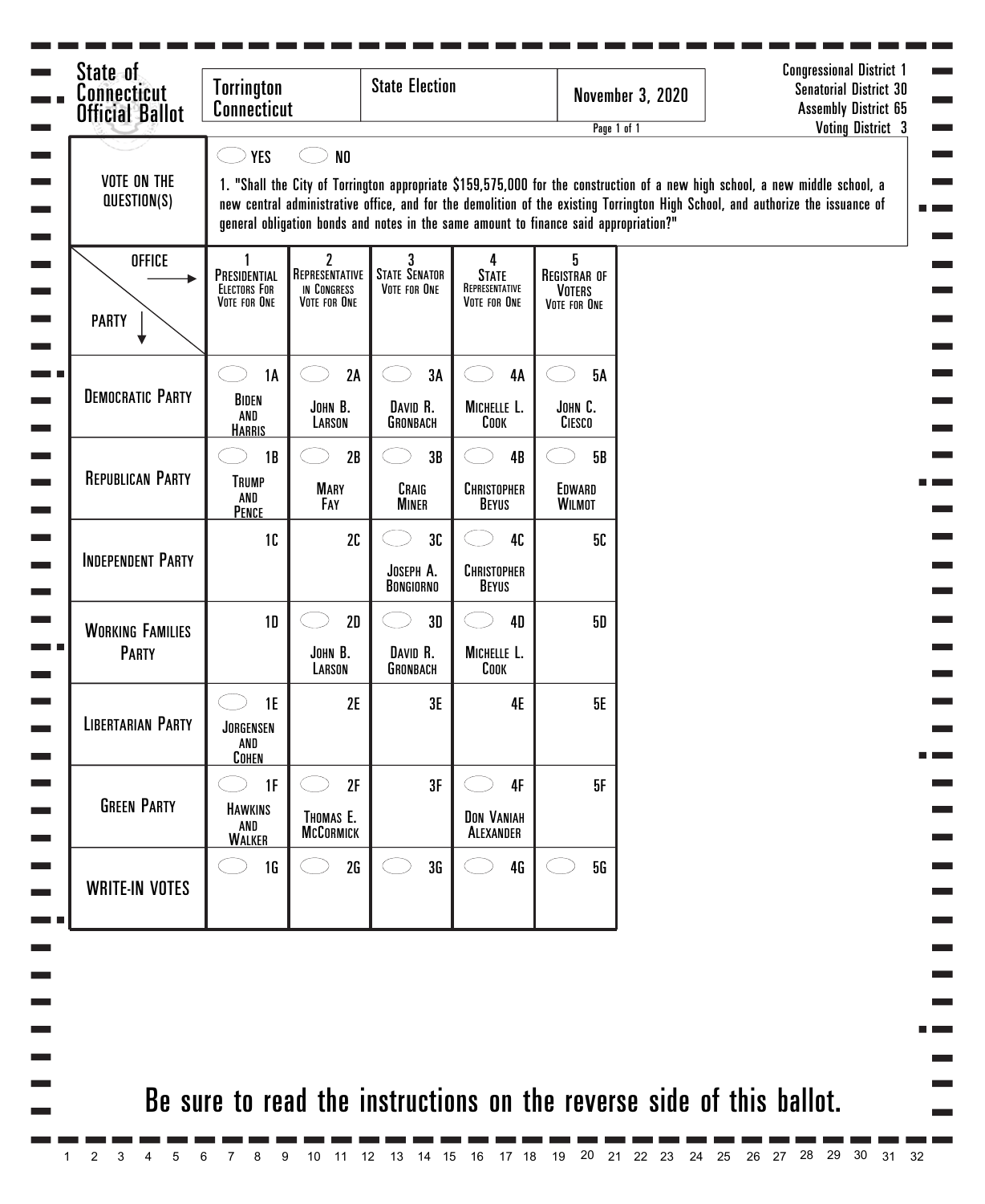# State of Connecticut Official Ballot

| Torrington Connecticut | State Election | November 3, 2020 |
|---|---|---|

Congressional District 1
Senatorial District 30
Assembly District 65
Voting District 3

## VOTE ON THE QUESTION(S)

◯ YES ◯ NO

1. "Shall the City of Torrington appropriate $159,575,000 for the construction of a new high school, a new middle school, a new central administrative office, and for the demolition of the existing Torrington High School, and authorize the issuance of general obligation bonds and notes in the same amount to finance said appropriation?"

| OFFICE → / PARTY ↓ | 1 Presidential Electors For Vote for One | 2 Representative in Congress Vote for One | 3 State Senator Vote for One | 4 State Representative Vote for One | 5 Registrar of Voters Vote for One |
|---|---|---|---|---|---|
| Democratic Party | ◯ 1A Biden and Harris | ◯ 2A John B. Larson | ◯ 3A David R. Gronbach | ◯ 4A Michelle L. Cook | ◯ 5A John C. Ciesco |
| Republican Party | ◯ 1B Trump and Pence | ◯ 2B Mary Fay | ◯ 3B Craig Miner | ◯ 4B Christopher Beyus | ◯ 5B Edward Wilmot |
| Independent Party | 1C | 2C | ◯ 3C Joseph A. Bongiorno | ◯ 4C Christopher Beyus | 5C |
| Working Families Party | 1D | ◯ 2D John B. Larson | ◯ 3D David R. Gronbach | ◯ 4D Michelle L. Cook | 5D |
| Libertarian Party | ◯ 1E Jorgensen and Cohen | 2E | 3E | 4E | 5E |
| Green Party | ◯ 1F Hawkins and Walker | ◯ 2F Thomas E. McCormick | 3F | ◯ 4F Don Vaniah Alexander | 5F |
| WRITE-IN VOTES | ◯ 1G | ◯ 2G | ◯ 3G | ◯ 4G | ◯ 5G |

**Be sure to read the instructions on the reverse side of this ballot.**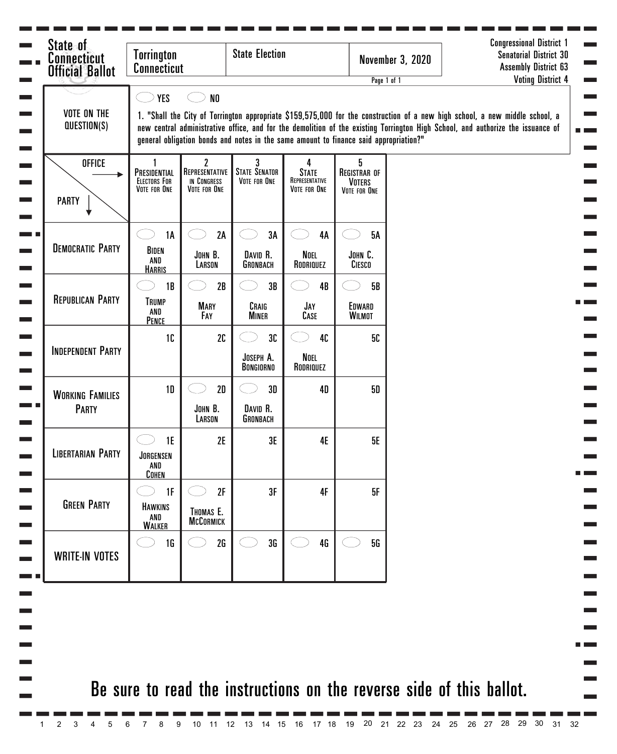**State of Connecticut Official Ballot**

| Torrington Connecticut | State Election | November 3, 2020 |
|---|---|---|

Congressional District 1
Senatorial District 30
Assembly District 63
Voting District 4

**VOTE ON THE QUESTION(S)**

YES  NO

1. "Shall the City of Torrington appropriate $159,575,000 for the construction of a new high school, a new middle school, a new central administrative office, and for the demolition of the existing Torrington High School, and authorize the issuance of general obligation bonds and notes in the same amount to finance said appropriation?"

| OFFICE → / PARTY ↓ | 1 Presidential Electors For Vote for One | 2 Representative in Congress Vote for One | 3 State Senator Vote for One | 4 State Representative Vote for One | 5 Registrar of Voters Vote for One |
|---|---|---|---|---|---|
| Democratic Party | 1A Biden and Harris | 2A John B. Larson | 3A David R. Gronbach | 4A Noel Rodriquez | 5A John C. Ciesco |
| Republican Party | 1B Trump and Pence | 2B Mary Fay | 3B Craig Miner | 4B Jay Case | 5B Edward Wilmot |
| Independent Party | 1C | 2C | 3C Joseph A. Bongiorno | 4C Noel Rodriquez | 5C |
| Working Families Party | 1D | 2D John B. Larson | 3D David R. Gronbach | 4D | 5D |
| Libertarian Party | 1E Jorgensen and Cohen | 2E | 3E | 4E | 5E |
| Green Party | 1F Hawkins and Walker | 2F Thomas E. McCormick | 3F | 4F | 5F |
| WRITE-IN VOTES | 1G | 2G | 3G | 4G | 5G |

**Be sure to read the instructions on the reverse side of this ballot.**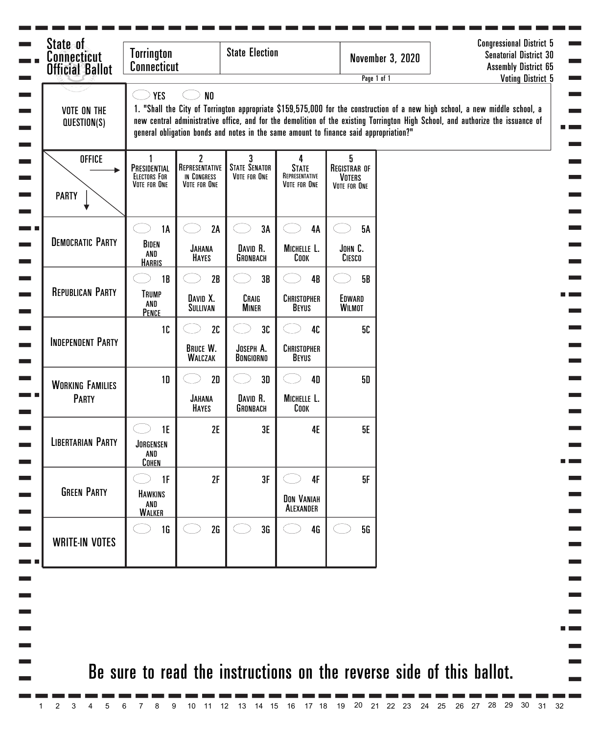# State of Connecticut Official Ballot

| Torrington Connecticut | State Election | November 3, 2020 |
| --- | --- | --- |

Congressional District 5
Senatorial District 30
Assembly District 65
Voting District 5

## VOTE ON THE QUESTION(S)

◯ YES ◯ NO

1. "Shall the City of Torrington appropriate $159,575,000 for the construction of a new high school, a new middle school, a new central administrative office, and for the demolition of the existing Torrington High School, and authorize the issuance of general obligation bonds and notes in the same amount to finance said appropriation?"

| OFFICE → / PARTY ↓ | 1 Presidential Electors For Vote for One | 2 Representative in Congress Vote for One | 3 State Senator Vote for One | 4 State Representative Vote for One | 5 Registrar of Voters Vote for One |
| --- | --- | --- | --- | --- | --- |
| Democratic Party | ◯ 1A Biden and Harris | ◯ 2A Jahana Hayes | ◯ 3A David R. Gronbach | ◯ 4A Michelle L. Cook | ◯ 5A John C. Ciesco |
| Republican Party | ◯ 1B Trump and Pence | ◯ 2B David X. Sullivan | ◯ 3B Craig Miner | ◯ 4B Christopher Beyus | ◯ 5B Edward Wilmot |
| Independent Party | 1C | ◯ 2C Bruce W. Walczak | ◯ 3C Joseph A. Bongiorno | ◯ 4C Christopher Beyus | 5C |
| Working Families Party | 1D | ◯ 2D Jahana Hayes | ◯ 3D David R. Gronbach | ◯ 4D Michelle L. Cook | 5D |
| Libertarian Party | ◯ 1E Jorgensen and Cohen | 2E | 3E | 4E | 5E |
| Green Party | ◯ 1F Hawkins and Walker | 2F | 3F | ◯ 4F Don Vaniah Alexander | 5F |
| WRITE-IN VOTES | ◯ 1G | ◯ 2G | ◯ 3G | ◯ 4G | ◯ 5G |

Be sure to read the instructions on the reverse side of this ballot.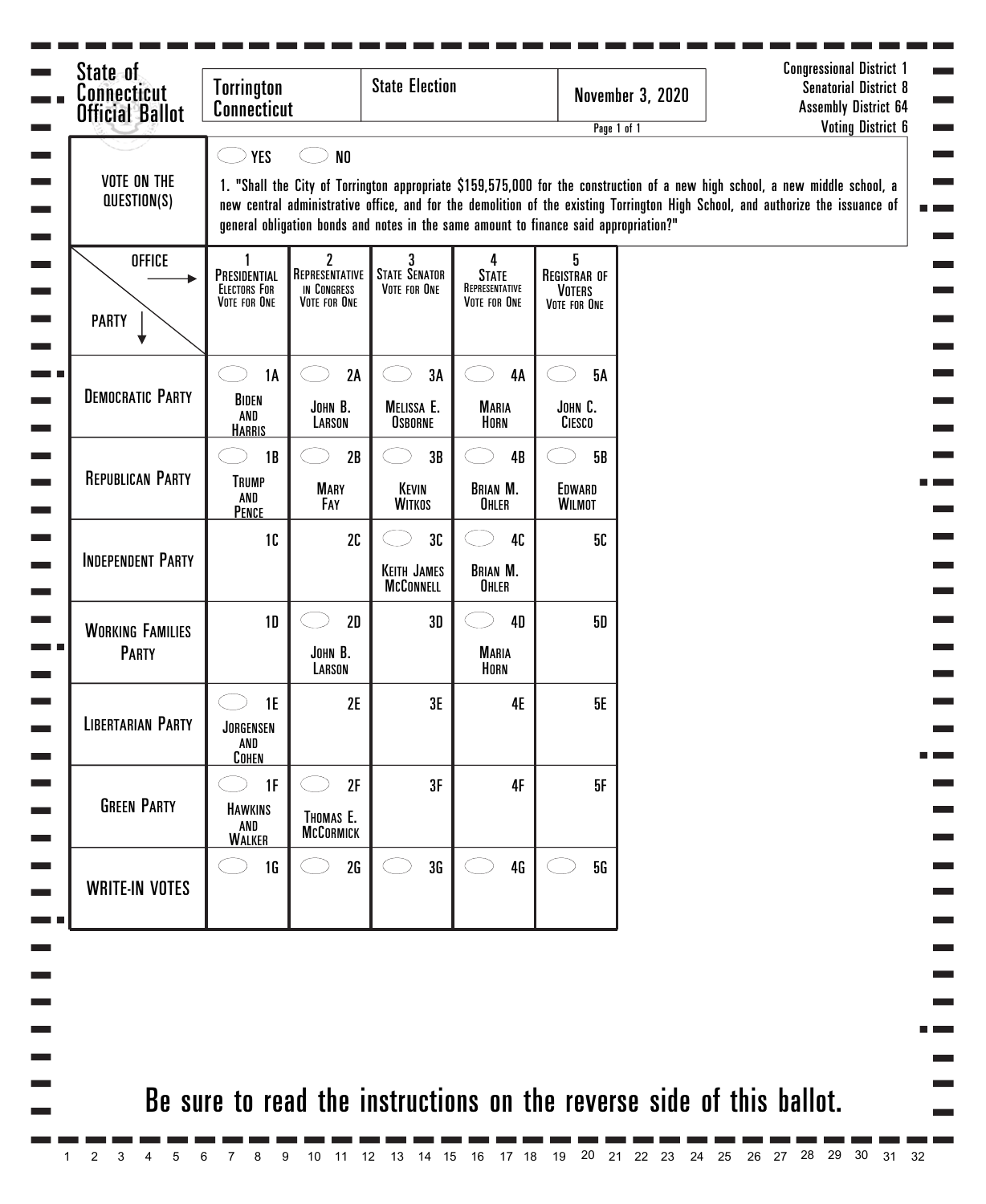# State of Connecticut Official Ballot

| Torrington Connecticut | State Election | November 3, 2020 |
|---|---|---|

Congressional District 1
Senatorial District 8
Assembly District 64
Voting District 6

**VOTE ON THE QUESTION(S)**

YES NO

1. "Shall the City of Torrington appropriate $159,575,000 for the construction of a new high school, a new middle school, a new central administrative office, and for the demolition of the existing Torrington High School, and authorize the issuance of general obligation bonds and notes in the same amount to finance said appropriation?"

| OFFICE → / PARTY ↓ | 1 Presidential Electors For Vote for One | 2 Representative in Congress Vote for One | 3 State Senator Vote for One | 4 State Representative Vote for One | 5 Registrar of Voters Vote for One |
|---|---|---|---|---|---|
| Democratic Party | 1A Biden and Harris | 2A John B. Larson | 3A Melissa E. Osborne | 4A Maria Horn | 5A John C. Ciesco |
| Republican Party | 1B Trump and Pence | 2B Mary Fay | 3B Kevin Witkos | 4B Brian M. Ohler | 5B Edward Wilmot |
| Independent Party | 1C | 2C | 3C Keith James McConnell | 4C Brian M. Ohler | 5C |
| Working Families Party | 1D | 2D John B. Larson | 3D | 4D Maria Horn | 5D |
| Libertarian Party | 1E Jorgensen and Cohen | 2E | 3E | 4E | 5E |
| Green Party | 1F Hawkins and Walker | 2F Thomas E. McCormick | 3F | 4F | 5F |
| WRITE-IN VOTES | 1G | 2G | 3G | 4G | 5G |

Be sure to read the instructions on the reverse side of this ballot.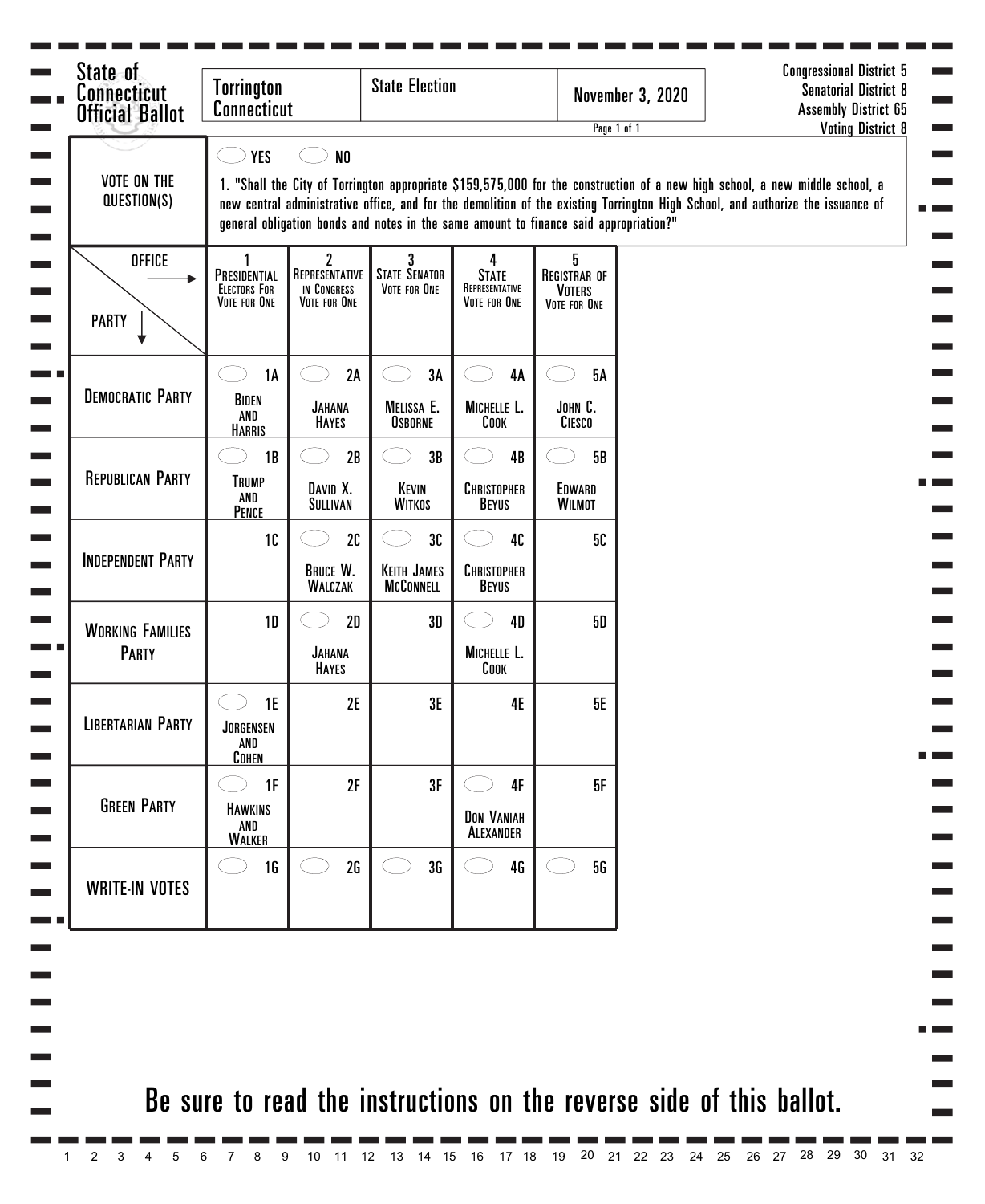# State of Connecticut Official Ballot

| Torrington Connecticut | State Election | November 3, 2020 |
|---|---|---|

Congressional District 5
Senatorial District 8
Assembly District 65
Voting District 8

**VOTE ON THE QUESTION(S)**

YES NO

1. "Shall the City of Torrington appropriate $159,575,000 for the construction of a new high school, a new middle school, a new central administrative office, and for the demolition of the existing Torrington High School, and authorize the issuance of general obligation bonds and notes in the same amount to finance said appropriation?"

| OFFICE → / PARTY ↓ | 1 Presidential Electors For Vote for One | 2 Representative in Congress Vote for One | 3 State Senator Vote for One | 4 State Representative Vote for One | 5 Registrar of Voters Vote for One |
|---|---|---|---|---|---|
| Democratic Party | 1A Biden and Harris | 2A Jahana Hayes | 3A Melissa E. Osborne | 4A Michelle L. Cook | 5A John C. Ciesco |
| Republican Party | 1B Trump and Pence | 2B David X. Sullivan | 3B Kevin Witkos | 4B Christopher Beyus | 5B Edward Wilmot |
| Independent Party | 1C | 2C Bruce W. Walczak | 3C Keith James McConnell | 4C Christopher Beyus | 5C |
| Working Families Party | 1D | 2D Jahana Hayes | 3D | 4D Michelle L. Cook | 5D |
| Libertarian Party | 1E Jorgensen and Cohen | 2E | 3E | 4E | 5E |
| Green Party | 1F Hawkins and Walker | 2F | 3F | 4F Don Vaniah Alexander | 5F |
| Write-In Votes | 1G | 2G | 3G | 4G | 5G |

**Be sure to read the instructions on the reverse side of this ballot.**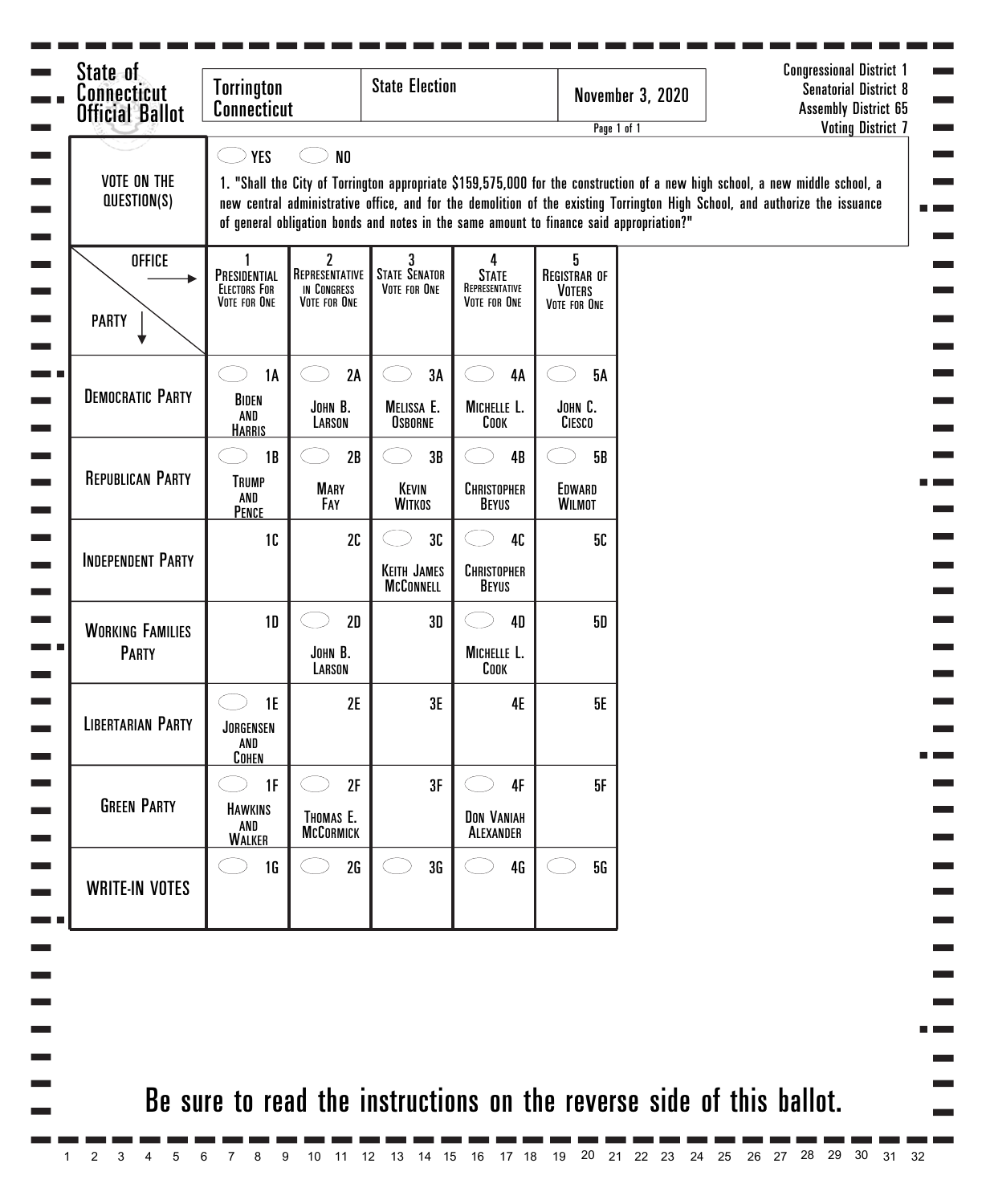# State of Connecticut Official Ballot

| Torrington Connecticut | State Election | November 3, 2020 |
| --- | --- | --- |

Congressional District 1
Senatorial District 8
Assembly District 65
Voting District 7

**VOTE ON THE QUESTION(S)**

YES NO

1. "Shall the City of Torrington appropriate $159,575,000 for the construction of a new high school, a new middle school, a new central administrative office, and for the demolition of the existing Torrington High School, and authorize the issuance of general obligation bonds and notes in the same amount to finance said appropriation?"

| OFFICE → / PARTY ↓ | 1 Presidential Electors For Vote for One | 2 Representative in Congress Vote for One | 3 State Senator Vote for One | 4 State Representative Vote for One | 5 Registrar of Voters Vote for One |
| --- | --- | --- | --- | --- | --- |
| Democratic Party | 1A Biden and Harris | 2A John B. Larson | 3A Melissa E. Osborne | 4A Michelle L. Cook | 5A John C. Ciesco |
| Republican Party | 1B Trump and Pence | 2B Mary Fay | 3B Kevin Witkos | 4B Christopher Beyus | 5B Edward Wilmot |
| Independent Party | 1C | 2C | 3C Keith James McConnell | 4C Christopher Beyus | 5C |
| Working Families Party | 1D | 2D John B. Larson | 3D | 4D Michelle L. Cook | 5D |
| Libertarian Party | 1E Jorgensen and Cohen | 2E | 3E | 4E | 5E |
| Green Party | 1F Hawkins and Walker | 2F Thomas E. McCormick | 3F | 4F Don Vaniah Alexander | 5F |
| WRITE-IN VOTES | 1G | 2G | 3G | 4G | 5G |

Be sure to read the instructions on the reverse side of this ballot.